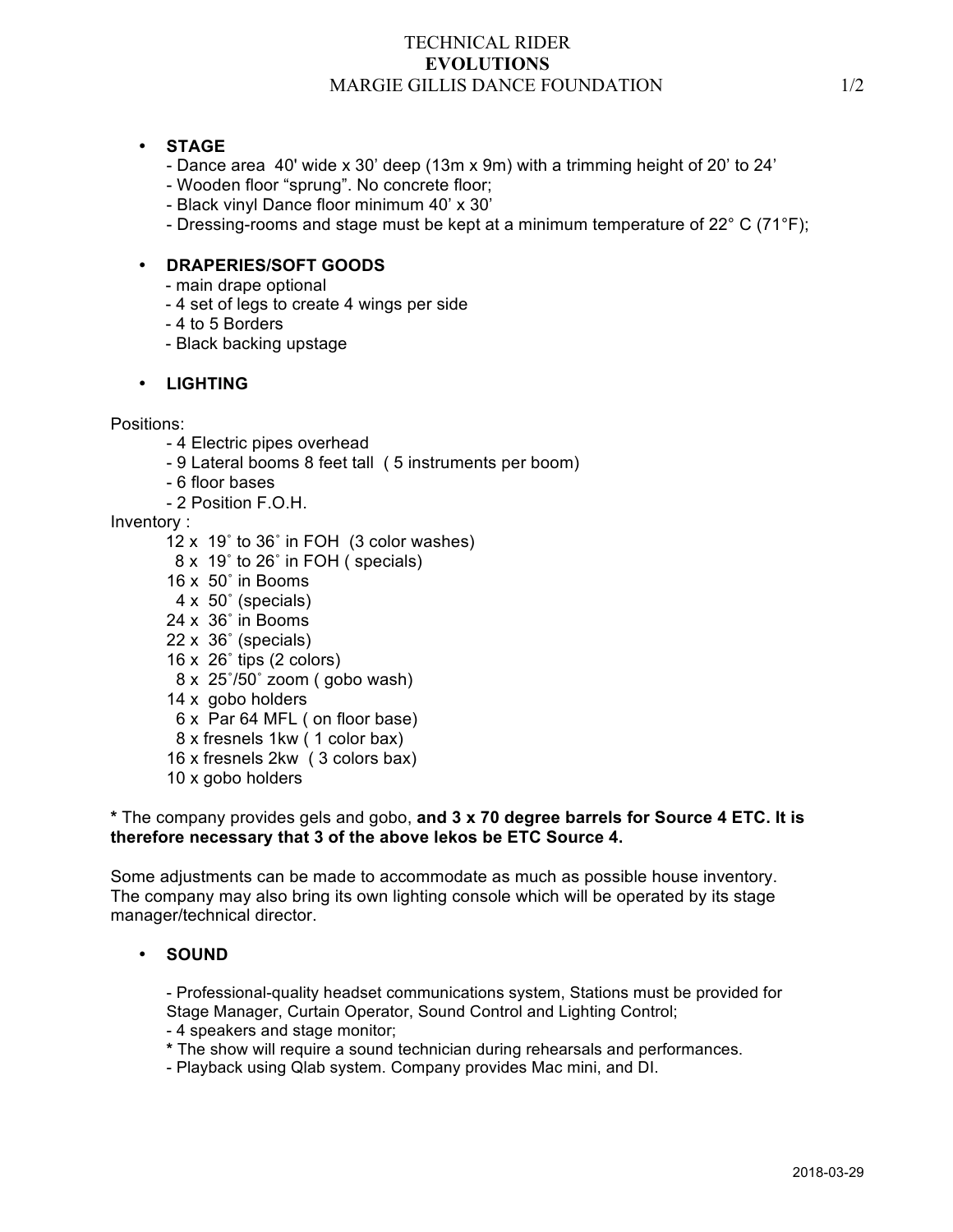# TECHNICAL RIDER
## **EVOLUTIONS**
## MARGIE GILLIS DANCE FOUNDATION

- **STAGE**
  - Dance area 40' wide x 30' deep (13m x 9m) with a trimming height of 20' to 24'
  - Wooden floor "sprung". No concrete floor;
  - Black vinyl Dance floor minimum 40' x 30'
  - Dressing-rooms and stage must be kept at a minimum temperature of 22° C (71°F);

- **DRAPERIES/SOFT GOODS**
  - main drape optional
  - 4 set of legs to create 4 wings per side
  - 4 to 5 Borders
  - Black backing upstage

- **LIGHTING**

Positions:

- 4 Electric pipes overhead
- 9 Lateral booms 8 feet tall ( 5 instruments per boom)
- 6 floor bases
- 2 Position F.O.H.

Inventory :

- 12 x 19˚ to 36˚ in FOH (3 color washes)
- 8 x 19˚ to 26˚ in FOH ( specials)
- 16 x 50˚ in Booms
- 4 x 50˚ (specials)
- 24 x 36˚ in Booms
- 22 x 36˚ (specials)
- 16 x 26˚ tips (2 colors)
- 8 x 25˚/50˚ zoom ( gobo wash)
- 14 x gobo holders
- 6 x Par 64 MFL ( on floor base)
- 8 x fresnels 1kw ( 1 color bax)
- 16 x fresnels 2kw ( 3 colors bax)
- 10 x gobo holders

* The company provides gels and gobo, **and 3 x 70 degree barrels for Source 4 ETC. It is therefore necessary that 3 of the above lekos be ETC Source 4.**

Some adjustments can be made to accommodate as much as possible house inventory. The company may also bring its own lighting console which will be operated by its stage manager/technical director.

- **SOUND**
  - Professional-quality headset communications system, Stations must be provided for Stage Manager, Curtain Operator, Sound Control and Lighting Control;
  - 4 speakers and stage monitor;
  - * The show will require a sound technician during rehearsals and performances.
  - Playback using Qlab system. Company provides Mac mini, and DI.

2018-03-29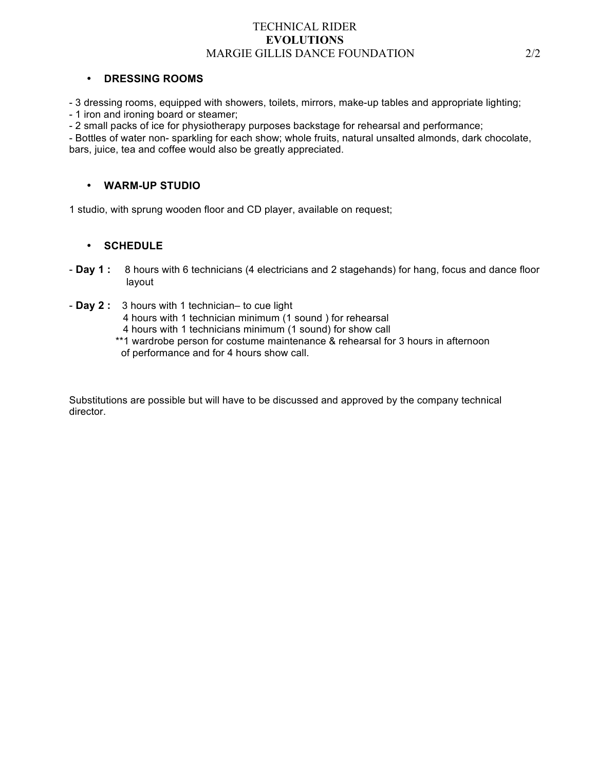- **DRESSING ROOMS**

- 3 dressing rooms, equipped with showers, toilets, mirrors, make-up tables and appropriate lighting;
- 1 iron and ironing board or steamer;
- 2 small packs of ice for physiotherapy purposes backstage for rehearsal and performance;
- Bottles of water non- sparkling for each show; whole fruits, natural unsalted almonds, dark chocolate, bars, juice, tea and coffee would also be greatly appreciated.

- **WARM-UP STUDIO**

1 studio, with sprung wooden floor and CD player, available on request;

- **SCHEDULE**

- **Day 1 :** 8 hours with 6 technicians (4 electricians and 2 stagehands) for hang, focus and dance floor layout

- **Day 2 :** 3 hours with 1 technician– to cue light
  4 hours with 1 technician minimum (1 sound ) for rehearsal
  4 hours with 1 technicians minimum (1 sound) for show call
  **1 wardrobe person for costume maintenance & rehearsal for 3 hours in afternoon of performance and for 4 hours show call.

Substitutions are possible but will have to be discussed and approved by the company technical director.